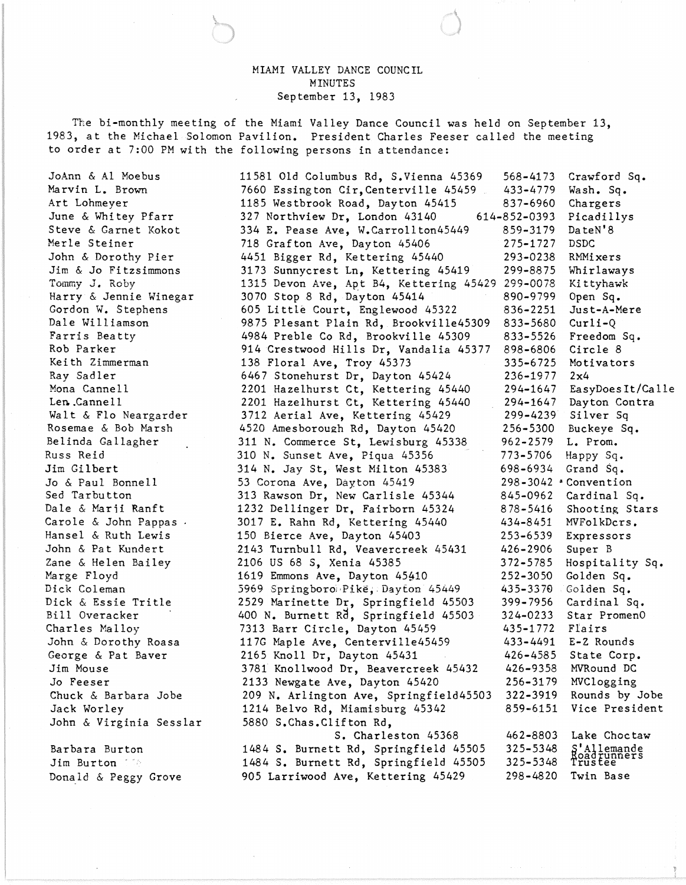# MIAMI VALLEY DANCE COUNCIL
## MINUTES
### September 13, 1983

The bi-monthly meeting of the Miami Valley Dance Council was held on September 13, 1983, at the Michael Solomon Pavilion. President Charles Feeser called the meeting to order at 7:00 PM with the following persons in attendance:

| Name | Address | Phone | Club |
|---|---|---|---|
| JoAnn & Al Moebus | 11581 Old Columbus Rd, S.Vienna 45369 | 568-4173 | Crawford Sq. |
| Marvin L. Brown | 7660 Essington Cir,Centerville 45459 | 433-4779 | Wash. Sq. |
| Art Lohmeyer | 1185 Westbrook Road, Dayton 45415 | 837-6960 | Chargers |
| June & Whitey Pfarr | 327 Northview Dr, London 43140 | 614-852-0393 | Picadillys |
| Steve & Garnet Kokot | 334 E. Pease Ave, W.Carrollton45449 | 859-3179 | DateN'8 |
| Merle Steiner | 718 Grafton Ave, Dayton 45406 | 275-1727 | DSDC |
| John & Dorothy Pier | 4451 Bigger Rd, Kettering 45440 | 293-0238 | RMMixers |
| Jim & Jo Fitzsimmons | 3173 Sunnycrest Ln, Kettering 45419 | 299-8875 | Whirlaways |
| Tommy J. Roby | 1315 Devon Ave, Apt B4, Kettering 45429 | 299-0078 | Kittyhawk |
| Harry & Jennie Winegar | 3070 Stop 8 Rd, Dayton 45414 | 890-9799 | Open Sq. |
| Gordon W. Stephens | 605 Little Court, Englewood 45322 | 836-2251 | Just-A-Mere |
| Dale Williamson | 9875 Plesant Plain Rd, Brookville45309 | 833-5680 | Curli-Q |
| Farris Beatty | 4984 Preble Co Rd, Brookville 45309 | 833-5526 | Freedom Sq. |
| Rob Parker | 914 Crestwood Hills Dr, Vandalia 45377 | 898-6806 | Circle 8 |
| Keith Zimmerman | 138 Floral Ave, Troy 45373 | 335-6725 | Motivators |
| Ray Sadler | 6467 Stonehurst Dr, Dayton 45424 | 236-1977 | 2x4 |
| Mona Cannell | 2201 Hazelhurst Ct, Kettering 45440 | 294-1647 | EasyDoesIt/Calle |
| Len Cannell | 2201 Hazelhurst Ct, Kettering 45440 | 294-1647 | Dayton Contra |
| Walt & Flo Neargarder | 3712 Aerial Ave, Kettering 45429 | 299-4239 | Silver Sq |
| Rosemae & Bob Marsh | 4520 Amesborough Rd, Dayton 45420 | 256-5300 | Buckeye Sq. |
| Belinda Gallagher | 311 N. Commerce St, Lewisburg 45338 | 962-2579 | L. Prom. |
| Russ Reid | 310 N. Sunset Ave, Piqua 45356 | 773-5706 | Happy Sq. |
| Jim Gilbert | 314 N. Jay St, West Milton 45383 | 698-6934 | Grand Sq. |
| Jo & Paul Bonnell | 53 Corona Ave, Dayton 45419 | 298-3042 | Convention |
| Sed Tarbutton | 313 Rawson Dr, New Carlisle 45344 | 845-0962 | Cardinal Sq. |
| Dale & Marji Ranft | 1232 Dellinger Dr, Fairborn 45324 | 878-5416 | Shooting Stars |
| Carole & John Pappas | 3017 E. Rahn Rd, Kettering 45440 | 434-8451 | MVFolkDcrs. |
| Hansel & Ruth Lewis | 150 Bierce Ave, Dayton 45403 | 253-6539 | Expressors |
| John & Pat Kundert | 2143 Turnbull Rd, Veavercreek 45431 | 426-2906 | Super B |
| Zane & Helen Bailey | 2106 US 68 S, Xenia 45385 | 372-5785 | Hospitality Sq. |
| Marge Floyd | 1619 Emmons Ave, Dayton 45410 | 252-3050 | Golden Sq. |
| Dick Coleman | 5969 Springboro Pike, Dayton 45449 | 435-3370 | Golden Sq. |
| Dick & Essie Tritle | 2529 Marinette Dr, Springfield 45503 | 399-7956 | Cardinal Sq. |
| Bill Overacker | 400 N. Burnett Rd, Springfield 45503 | 324-0233 | Star PromenO |
| Charles Malloy | 7313 Barr Circle, Dayton 45459 | 435-1772 | Flairs |
| John & Dorothy Roasa | 117G Maple Ave, Centerville45459 | 433-4491 | E-Z Rounds |
| George & Pat Baver | 2165 Knoll Dr, Dayton 45431 | 426-4585 | State Corp. |
| Jim Mouse | 3781 Knollwood Dr, Beavercreek 45432 | 426-9358 | MVRound DC |
| Jo Feeser | 2133 Newgate Ave, Dayton 45420 | 256-3179 | MVClogging |
| Chuck & Barbara Jobe | 209 N. Arlington Ave, Springfield45503 | 322-3919 | Rounds by Jobe |
| Jack Worley | 1214 Belvo Rd, Miamisburg 45342 | 859-6151 | Vice President |
| John & Virginia Sesslar | 5880 S.Chas.Clifton Rd, S. Charleston 45368 | 462-8803 | Lake Choctaw |
| Barbara Burton | 1484 S. Burnett Rd, Springfield 45505 | 325-5348 | S'Allemande Roadrunners |
| Jim Burton | 1484 S. Burnett Rd, Springfield 45505 | 325-5348 | Trustee |
| Donald & Peggy Grove | 905 Larriwood Ave, Kettering 45429 | 298-4820 | Twin Base |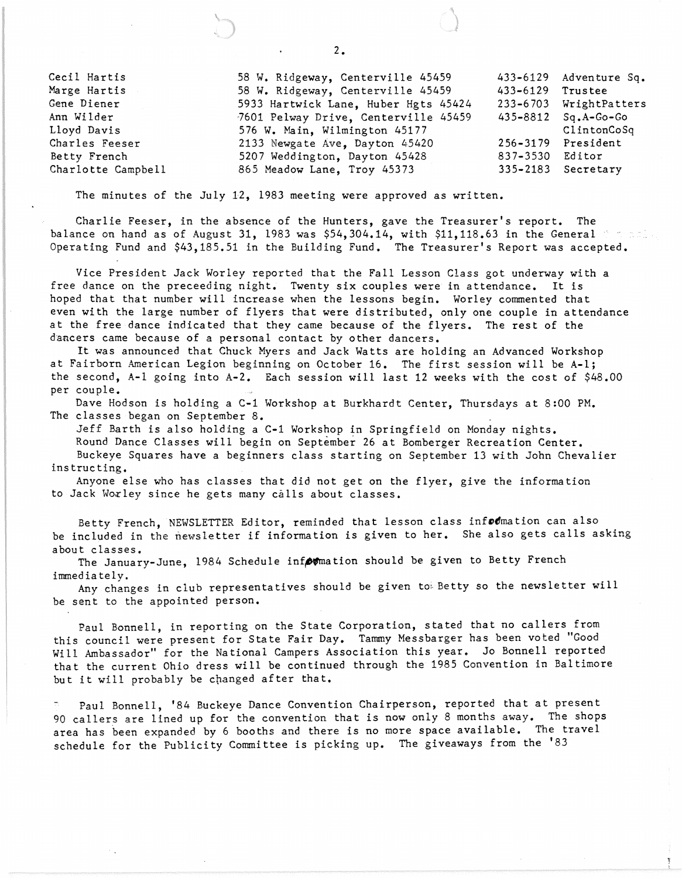| | | | |
|---|---|---|---|
| Cecil Hartis | 58 W. Ridgeway, Centerville 45459 | 433-6129 | Adventure Sq. |
| Marge Hartis | 58 W. Ridgeway, Centerville 45459 | 433-6129 | Trustee |
| Gene Diener | 5933 Hartwick Lane, Huber Hgts 45424 | 233-6703 | WrightPatters |
| Ann Wilder | 7601 Pelway Drive, Centerville 45459 | 435-8812 | Sq.A-Go-Go |
| Lloyd Davis | 576 W. Main, Wilmington 45177 | | ClintonCoSq |
| Charles Feeser | 2133 Newgate Ave, Dayton 45420 | 256-3179 | President |
| Betty French | 5207 Weddington, Dayton 45428 | 837-3530 | Editor |
| Charlotte Campbell | 865 Meadow Lane, Troy 45373 | 335-2183 | Secretary |

The minutes of the July 12, 1983 meeting were approved as written.

Charlie Feeser, in the absence of the Hunters, gave the Treasurer's report. The balance on hand as of August 31, 1983 was $54,304.14, with $11,118.63 in the General Operating Fund and $43,185.51 in the Building Fund. The Treasurer's Report was accepted.

Vice President Jack Worley reported that the Fall Lesson Class got underway with a free dance on the preceeding night. Twenty six couples were in attendance. It is hoped that that number will increase when the lessons begin. Worley commented that even with the large number of flyers that were distributed, only one couple in attendance at the free dance indicated that they came because of the flyers. The rest of the dancers came because of a personal contact by other dancers.

It was announced that Chuck Myers and Jack Watts are holding an Advanced Workshop at Fairborn American Legion beginning on October 16. The first session will be A-1; the second, A-1 going into A-2. Each session will last 12 weeks with the cost of $48.00 per couple.

Dave Hodson is holding a C-1 Workshop at Burkhardt Center, Thursdays at 8:00 PM. The classes began on September 8.

Jeff Barth is also holding a C-1 Workshop in Springfield on Monday nights.

Round Dance Classes will begin on September 26 at Bomberger Recreation Center.

Buckeye Squares have a beginners class starting on September 13 with John Chevalier instructing.

Anyone else who has classes that did not get on the flyer, give the information to Jack Worley since he gets many calls about classes.

Betty French, NEWSLETTER Editor, reminded that lesson class information can also be included in the newsletter if information is given to her. She also gets calls asking about classes.

The January-June, 1984 Schedule information should be given to Betty French immediately.

Any changes in club representatives should be given to Betty so the newsletter will be sent to the appointed person.

Paul Bonnell, in reporting on the State Corporation, stated that no callers from this council were present for State Fair Day. Tammy Messbarger has been voted "Good Will Ambassador" for the National Campers Association this year. Jo Bonnell reported that the current Ohio dress will be continued through the 1985 Convention in Baltimore but it will probably be changed after that.

Paul Bonnell, '84 Buckeye Dance Convention Chairperson, reported that at present 90 callers are lined up for the convention that is now only 8 months away. The shops area has been expanded by 6 booths and there is no more space available. The travel schedule for the Publicity Committee is picking up. The giveaways from the '83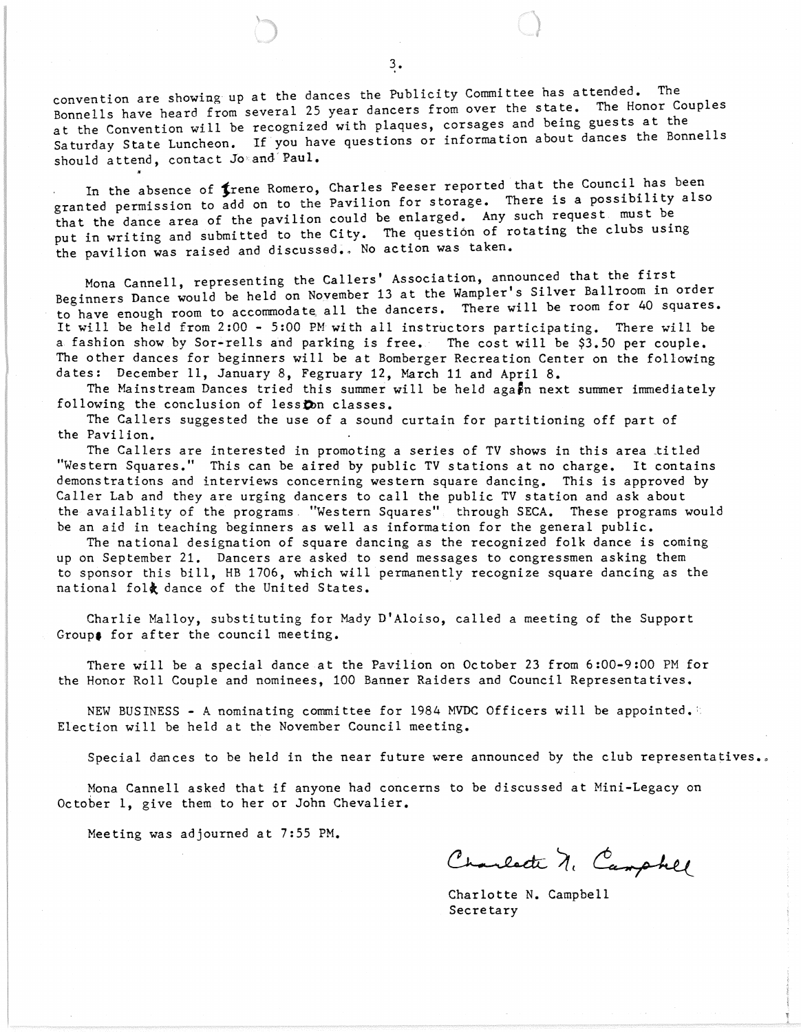convention are showing up at the dances the Publicity Committee has attended. The Bonnells have heard from several 25 year dancers from over the state. The Honor Couples at the Convention will be recognized with plaques, corsages and being guests at the Saturday State Luncheon. If you have questions or information about dances the Bonnells should attend, contact Jo and Paul.

In the absence of Irene Romero, Charles Feeser reported that the Council has been granted permission to add on to the Pavilion for storage. There is a possibility also that the dance area of the pavilion could be enlarged. Any such request must be put in writing and submitted to the City. The question of rotating the clubs using the pavilion was raised and discussed. No action was taken.

Mona Cannell, representing the Callers' Association, announced that the first Beginners Dance would be held on November 13 at the Wampler's Silver Ballroom in order to have enough room to accommodate all the dancers. There will be room for 40 squares. It will be held from 2:00 - 5:00 PM with all instructors participating. There will be a fashion show by Sor-rells and parking is free. The cost will be $3.50 per couple. The other dances for beginners will be at Bomberger Recreation Center on the following dates: December 11, January 8, Fegruary 12, March 11 and April 8.

The Mainstream Dances tried this summer will be held again next summer immediately following the conclusion of lesson classes.

The Callers suggested the use of a sound curtain for partitioning off part of the Pavilion.

The Callers are interested in promoting a series of TV shows in this area titled "Western Squares." This can be aired by public TV stations at no charge. It contains demonstrations and interviews concerning western square dancing. This is approved by Caller Lab and they are urging dancers to call the public TV station and ask about the availablity of the programs "Western Squares" through SECA. These programs would be an aid in teaching beginners as well as information for the general public.

The national designation of square dancing as the recognized folk dance is coming up on September 21. Dancers are asked to send messages to congressmen asking them to sponsor this bill, HB 1706, which will permanently recognize square dancing as the national folk dance of the United States.

Charlie Malloy, substituting for Mady D'Aloiso, called a meeting of the Support Group for after the council meeting.

There will be a special dance at the Pavilion on October 23 from 6:00-9:00 PM for the Honor Roll Couple and nominees, 100 Banner Raiders and Council Representatives.

NEW BUSINESS - A nominating committee for 1984 MVDC Officers will be appointed. Election will be held at the November Council meeting.

Special dances to be held in the near future were announced by the club representatives.

Mona Cannell asked that if anyone had concerns to be discussed at Mini-Legacy on October 1, give them to her or John Chevalier.

Meeting was adjourned at 7:55 PM.

Charlotte N. Campbell

Charlotte N. Campbell
Secretary